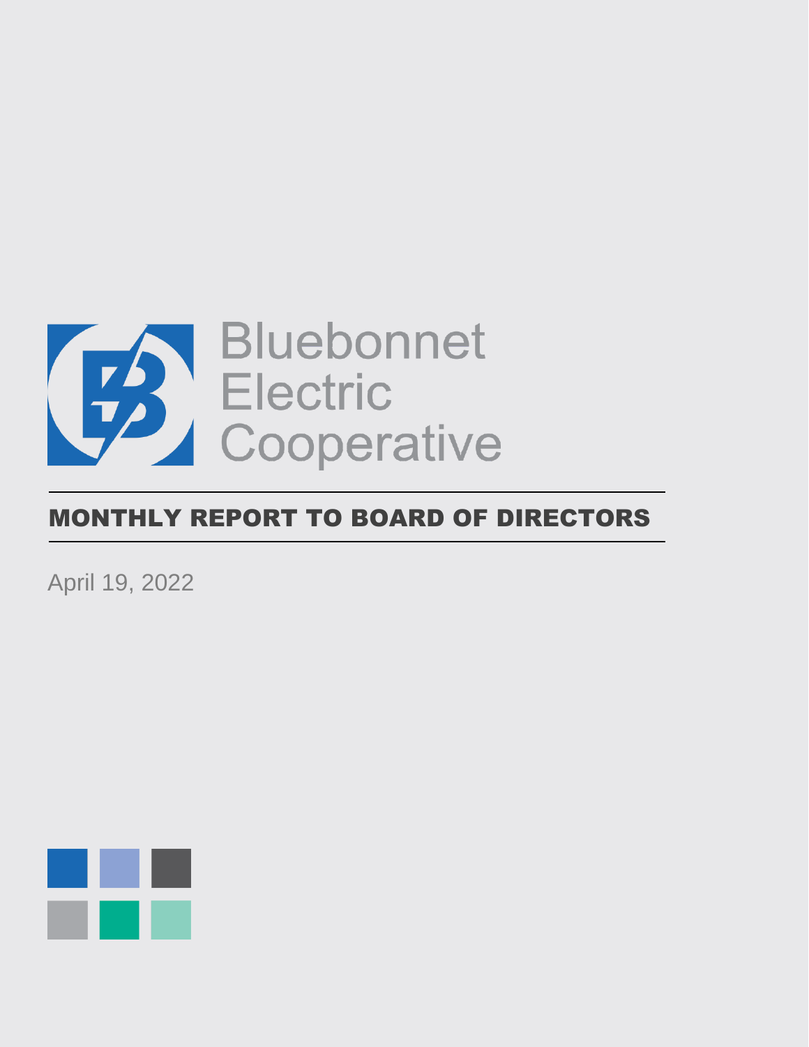Bluebonnet Electric Cooperative

# MONTHLY REPORT TO BOARD OF DIRECTORS

April 19, 2022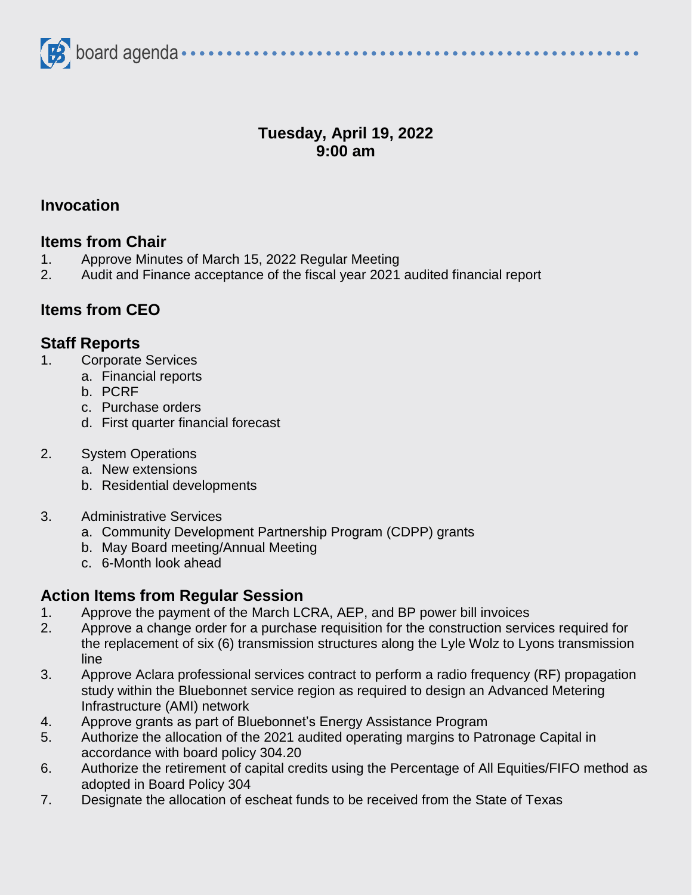board agenda

**Tuesday, April 19, 2022**
**9:00 am**

## Invocation

## Items from Chair

1. Approve Minutes of March 15, 2022 Regular Meeting
2. Audit and Finance acceptance of the fiscal year 2021 audited financial report

## Items from CEO

## Staff Reports

1. Corporate Services
   a. Financial reports
   b. PCRF
   c. Purchase orders
   d. First quarter financial forecast

2. System Operations
   a. New extensions
   b. Residential developments

3. Administrative Services
   a. Community Development Partnership Program (CDPP) grants
   b. May Board meeting/Annual Meeting
   c. 6-Month look ahead

## Action Items from Regular Session

1. Approve the payment of the March LCRA, AEP, and BP power bill invoices
2. Approve a change order for a purchase requisition for the construction services required for the replacement of six (6) transmission structures along the Lyle Wolz to Lyons transmission line
3. Approve Aclara professional services contract to perform a radio frequency (RF) propagation study within the Bluebonnet service region as required to design an Advanced Metering Infrastructure (AMI) network
4. Approve grants as part of Bluebonnet's Energy Assistance Program
5. Authorize the allocation of the 2021 audited operating margins to Patronage Capital in accordance with board policy 304.20
6. Authorize the retirement of capital credits using the Percentage of All Equities/FIFO method as adopted in Board Policy 304
7. Designate the allocation of escheat funds to be received from the State of Texas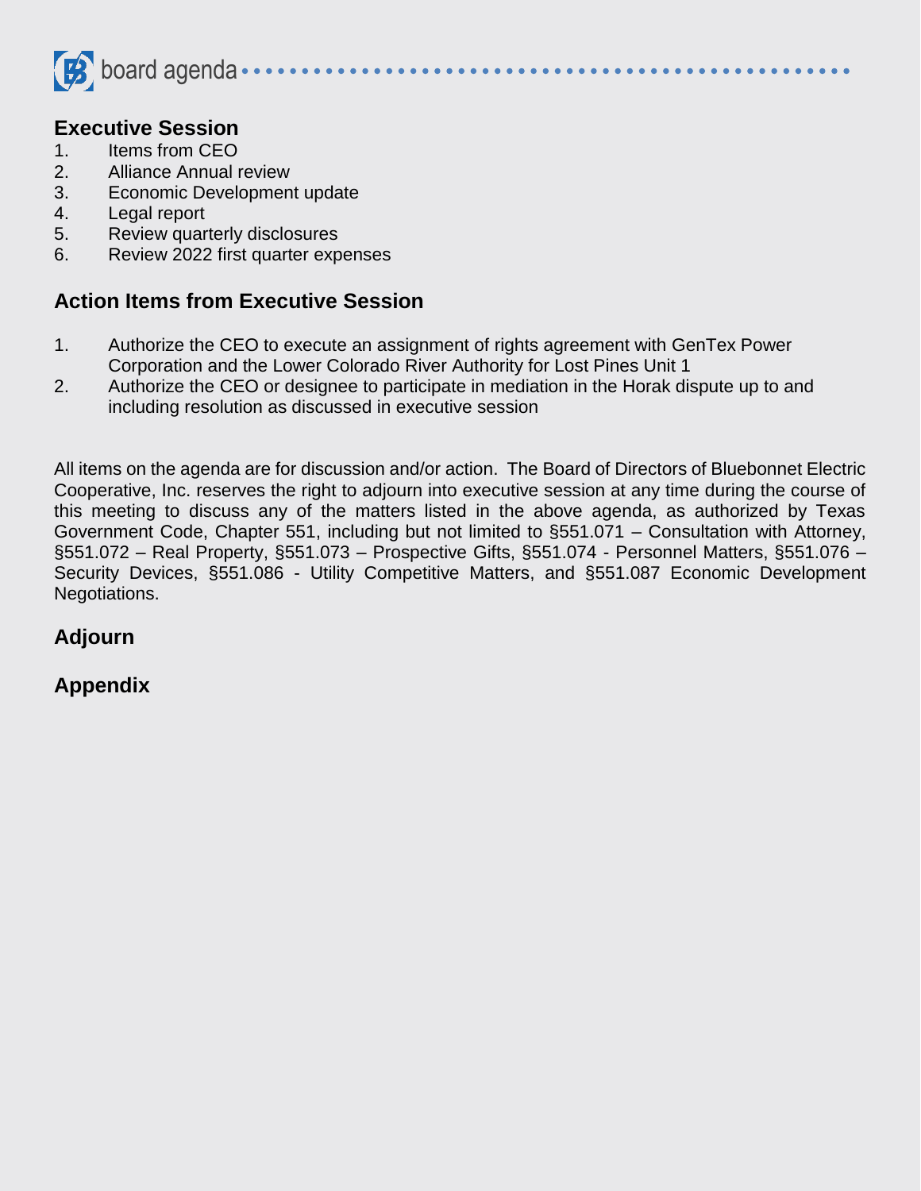## Executive Session

1. Items from CEO
2. Alliance Annual review
3. Economic Development update
4. Legal report
5. Review quarterly disclosures
6. Review 2022 first quarter expenses

## Action Items from Executive Session

1. Authorize the CEO to execute an assignment of rights agreement with GenTex Power Corporation and the Lower Colorado River Authority for Lost Pines Unit 1
2. Authorize the CEO or designee to participate in mediation in the Horak dispute up to and including resolution as discussed in executive session

All items on the agenda are for discussion and/or action. The Board of Directors of Bluebonnet Electric Cooperative, Inc. reserves the right to adjourn into executive session at any time during the course of this meeting to discuss any of the matters listed in the above agenda, as authorized by Texas Government Code, Chapter 551, including but not limited to §551.071 – Consultation with Attorney, §551.072 – Real Property, §551.073 – Prospective Gifts, §551.074 - Personnel Matters, §551.076 – Security Devices, §551.086 - Utility Competitive Matters, and §551.087 Economic Development Negotiations.

## Adjourn

## Appendix